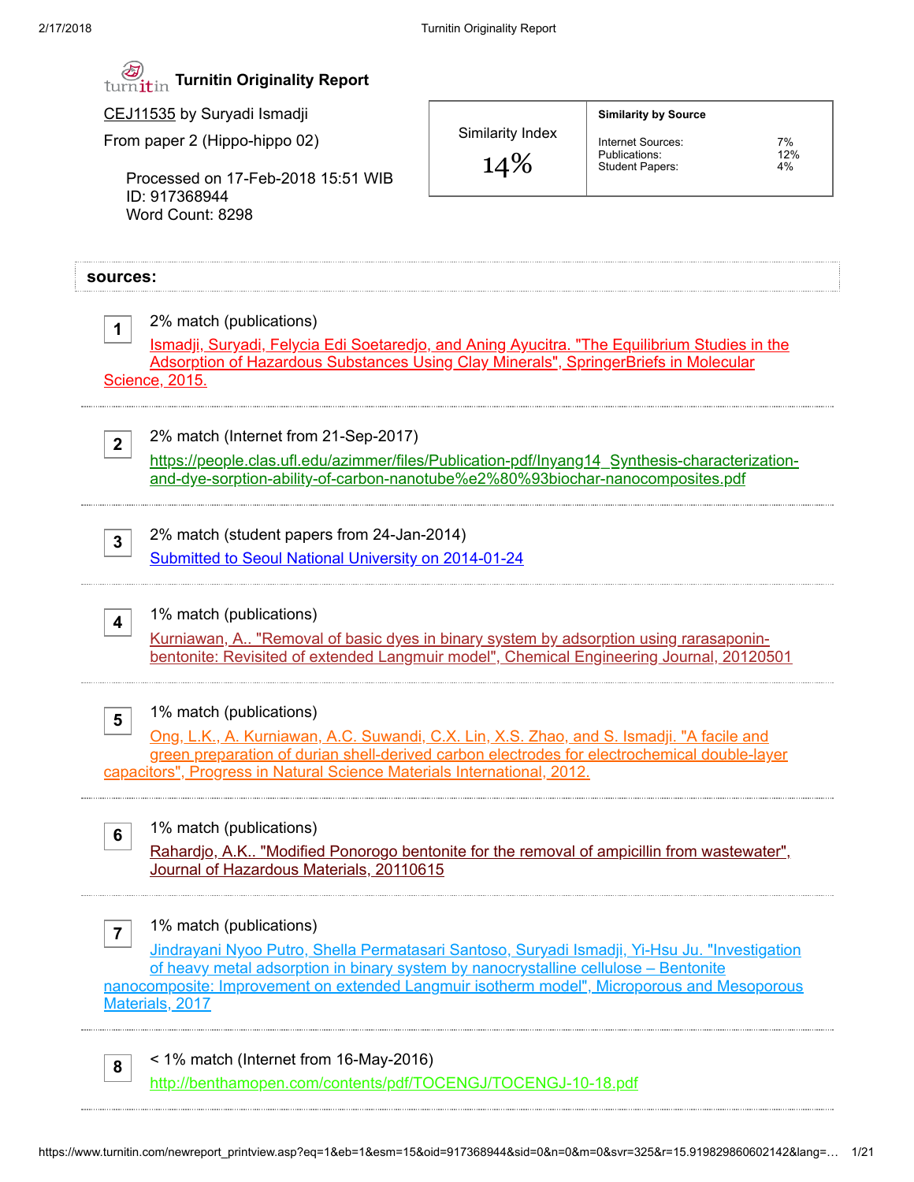# Turnitin Originality Report

CEJ11535 by Suryadi Ismadji

From paper 2 (Hippo-hippo 02)

Processed on 17-Feb-2018 15:51 WIB
ID: 917368944
Word Count: 8298

| Similarity Index | Similarity by Source | |
|---|---|---|
| 14% | Internet Sources: | 7% |
| | Publications: | 12% |
| | Student Papers: | 4% |

## sources:

1. 2% match (publications)
Ismadji, Suryadi, Felycia Edi Soetaredjo, and Aning Ayucitra. "The Equilibrium Studies in the Adsorption of Hazardous Substances Using Clay Minerals", SpringerBriefs in Molecular Science, 2015.

2. 2% match (Internet from 21-Sep-2017)
https://people.clas.ufl.edu/azimmer/files/Publication-pdf/Inyang14_Synthesis-characterization-and-dye-sorption-ability-of-carbon-nanotube%e2%80%93biochar-nanocomposites.pdf

3. 2% match (student papers from 24-Jan-2014)
Submitted to Seoul National University on 2014-01-24

4. 1% match (publications)
Kurniawan, A.. "Removal of basic dyes in binary system by adsorption using rarasaponin-bentonite: Revisited of extended Langmuir model", Chemical Engineering Journal, 20120501

5. 1% match (publications)
Ong, L.K., A. Kurniawan, A.C. Suwandi, C.X. Lin, X.S. Zhao, and S. Ismadji. "A facile and green preparation of durian shell-derived carbon electrodes for electrochemical double-layer capacitors", Progress in Natural Science Materials International, 2012.

6. 1% match (publications)
Rahardjo, A.K.. "Modified Ponorogo bentonite for the removal of ampicillin from wastewater", Journal of Hazardous Materials, 20110615

7. 1% match (publications)
Jindrayani Nyoo Putro, Shella Permatasari Santoso, Suryadi Ismadji, Yi-Hsu Ju. "Investigation of heavy metal adsorption in binary system by nanocrystalline cellulose – Bentonite nanocomposite: Improvement on extended Langmuir isotherm model", Microporous and Mesoporous Materials, 2017

8. < 1% match (Internet from 16-May-2016)
http://benthamopen.com/contents/pdf/TOCENGJ/TOCENGJ-10-18.pdf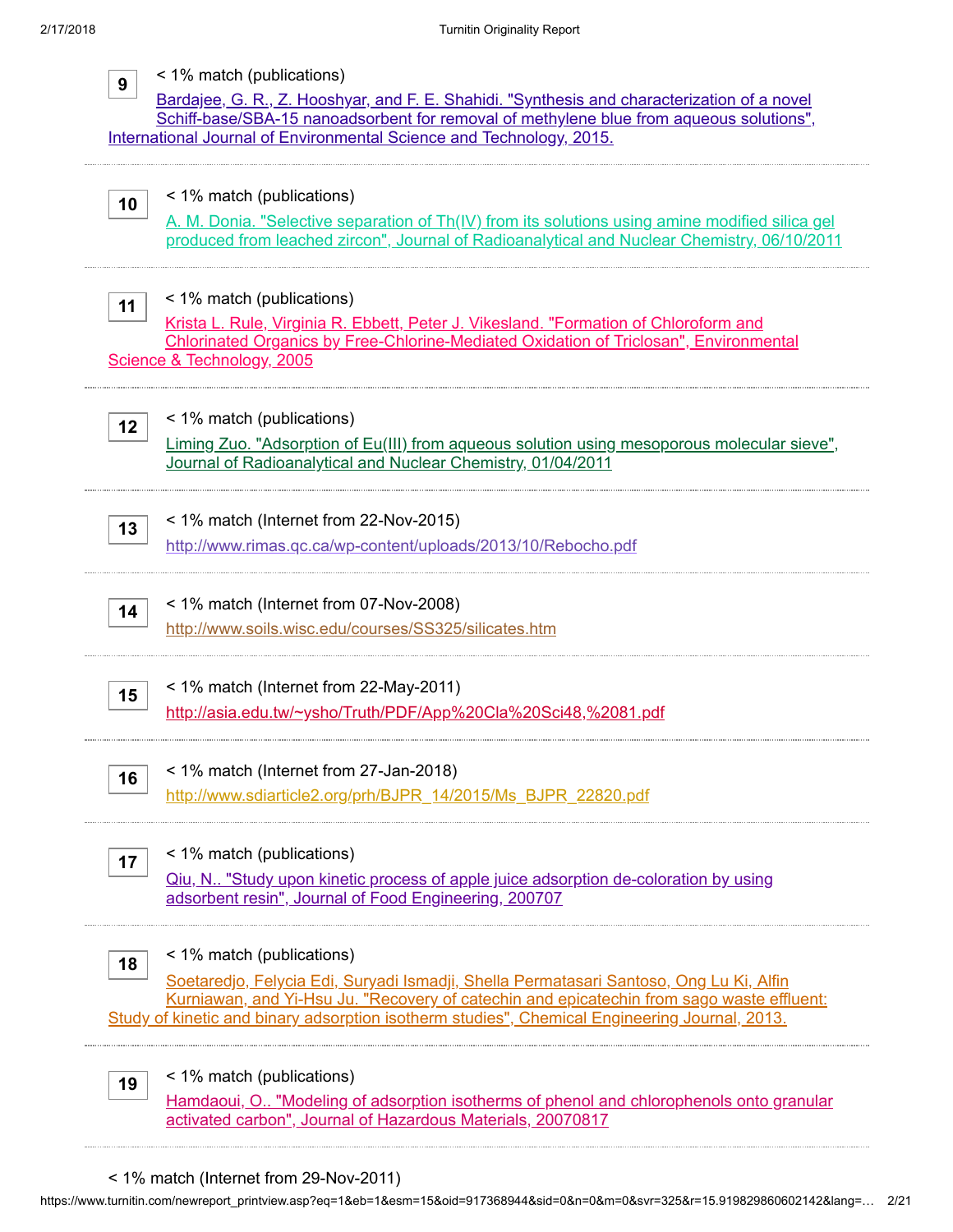**9** < 1% match (publications)

[Bardajee, G. R., Z. Hooshyar, and F. E. Shahidi. "Synthesis and characterization of a novel Schiff-base/SBA-15 nanoadsorbent for removal of methylene blue from aqueous solutions", International Journal of Environmental Science and Technology, 2015.]

---

**10** < 1% match (publications)

[A. M. Donia. "Selective separation of Th(IV) from its solutions using amine modified silica gel produced from leached zircon", Journal of Radioanalytical and Nuclear Chemistry, 06/10/2011]

---

**11** < 1% match (publications)

[Krista L. Rule, Virginia R. Ebbett, Peter J. Vikesland. "Formation of Chloroform and Chlorinated Organics by Free-Chlorine-Mediated Oxidation of Triclosan", Environmental Science & Technology, 2005]

---

**12** < 1% match (publications)

[Liming Zuo. "Adsorption of Eu(III) from aqueous solution using mesoporous molecular sieve", Journal of Radioanalytical and Nuclear Chemistry, 01/04/2011]

---

**13** < 1% match (Internet from 22-Nov-2015)

http://www.rimas.qc.ca/wp-content/uploads/2013/10/Rebocho.pdf

---

**14** < 1% match (Internet from 07-Nov-2008)

http://www.soils.wisc.edu/courses/SS325/silicates.htm

---

**15** < 1% match (Internet from 22-May-2011)

http://asia.edu.tw/~ysho/Truth/PDF/App%20Cla%20Sci48,%2081.pdf

---

**16** < 1% match (Internet from 27-Jan-2018)

http://www.sdiarticle2.org/prh/BJPR_14/2015/Ms_BJPR_22820.pdf

---

**17** < 1% match (publications)

[Qiu, N.. "Study upon kinetic process of apple juice adsorption de-coloration by using adsorbent resin", Journal of Food Engineering, 200707]

---

**18** < 1% match (publications)

[Soetaredjo, Felycia Edi, Suryadi Ismadji, Shella Permatasari Santoso, Ong Lu Ki, Alfin Kurniawan, and Yi-Hsu Ju. "Recovery of catechin and epicatechin from sago waste effluent: Study of kinetic and binary adsorption isotherm studies", Chemical Engineering Journal, 2013.]

---

**19** < 1% match (publications)

[Hamdaoui, O.. "Modeling of adsorption isotherms of phenol and chlorophenols onto granular activated carbon", Journal of Hazardous Materials, 20070817]

---

< 1% match (Internet from 29-Nov-2011)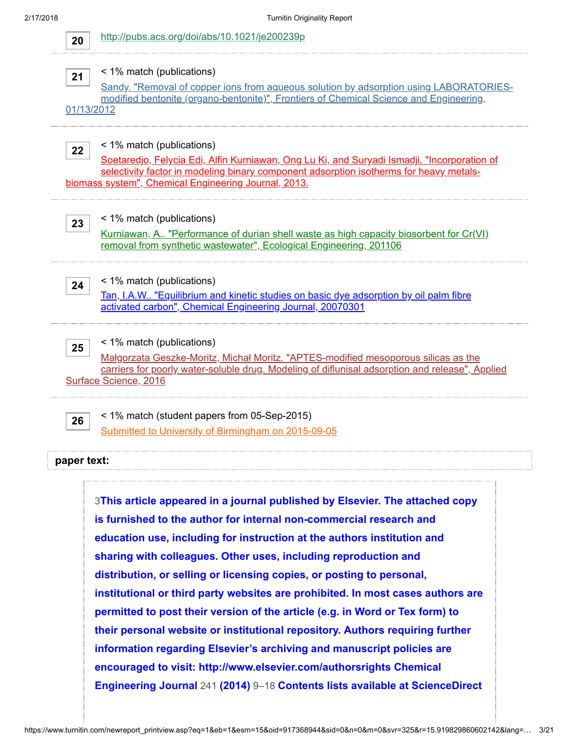20 http://pubs.acs.org/doi/abs/10.1021/je200239p

21 < 1% match (publications)
Sandy. "Removal of copper ions from aqueous solution by adsorption using LABORATORIES-modified bentonite (organo-bentonite)", Frontiers of Chemical Science and Engineering, 01/13/2012

22 < 1% match (publications)
Soetaredjo, Felycia Edi, Alfin Kurniawan, Ong Lu Ki, and Suryadi Ismadji. "Incorporation of selectivity factor in modeling binary component adsorption isotherms for heavy metals-biomass system", Chemical Engineering Journal, 2013.

23 < 1% match (publications)
Kurniawan, A.. "Performance of durian shell waste as high capacity biosorbent for Cr(VI) removal from synthetic wastewater", Ecological Engineering, 201106

24 < 1% match (publications)
Tan, I.A.W.. "Equilibrium and kinetic studies on basic dye adsorption by oil palm fibre activated carbon", Chemical Engineering Journal, 20070301

25 < 1% match (publications)
Małgorzata Geszke-Moritz, Michał Moritz. "APTES-modified mesoporous silicas as the carriers for poorly water-soluble drug. Modeling of diflunisal adsorption and release", Applied Surface Science, 2016

26 < 1% match (student papers from 05-Sep-2015)
Submitted to University of Birmingham on 2015-09-05

**paper text:**

3**This article appeared in a journal published by Elsevier. The attached copy is furnished to the author for internal non-commercial research and education use, including for instruction at the authors institution and sharing with colleagues. Other uses, including reproduction and distribution, or selling or licensing copies, or posting to personal, institutional or third party websites are prohibited. In most cases authors are permitted to post their version of the article (e.g. in Word or Tex form) to their personal website or institutional repository. Authors requiring further information regarding Elsevier's archiving and manuscript policies are encouraged to visit: http://www.elsevier.com/authorsrights Chemical Engineering Journal** 241 **(2014)** 9–18 **Contents lists available at ScienceDirect**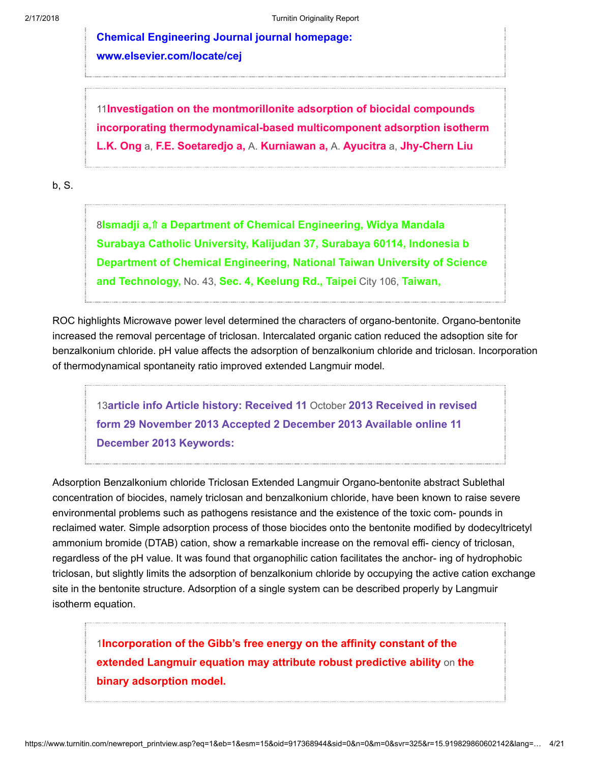Chemical Engineering Journal journal homepage: www.elsevier.com/locate/cej

11Investigation on the montmorillonite adsorption of biocidal compounds incorporating thermodynamical-based multicomponent adsorption isotherm L.K. Ong a, F.E. Soetaredjo a, A. Kurniawan a, A. Ayucitra a, Jhy-Chern Liu

b, S.

8Ismadji a,⇑ a Department of Chemical Engineering, Widya Mandala Surabaya Catholic University, Kalijudan 37, Surabaya 60114, Indonesia b Department of Chemical Engineering, National Taiwan University of Science and Technology, No. 43, Sec. 4, Keelung Rd., Taipei City 106, Taiwan,

ROC highlights Microwave power level determined the characters of organo-bentonite. Organo-bentonite increased the removal percentage of triclosan. Intercalated organic cation reduced the adsoption site for benzalkonium chloride. pH value affects the adsorption of benzalkonium chloride and triclosan. Incorporation of thermodynamical spontaneity ratio improved extended Langmuir model.

13article info Article history: Received 11 October 2013 Received in revised form 29 November 2013 Accepted 2 December 2013 Available online 11 December 2013 Keywords:

Adsorption Benzalkonium chloride Triclosan Extended Langmuir Organo-bentonite abstract Sublethal concentration of biocides, namely triclosan and benzalkonium chloride, have been known to raise severe environmental problems such as pathogens resistance and the existence of the toxic com- pounds in reclaimed water. Simple adsorption process of those biocides onto the bentonite modified by dodecyltricetyl ammonium bromide (DTAB) cation, show a remarkable increase on the removal effi- ciency of triclosan, regardless of the pH value. It was found that organophilic cation facilitates the anchor- ing of hydrophobic triclosan, but slightly limits the adsorption of benzalkonium chloride by occupying the active cation exchange site in the bentonite structure. Adsorption of a single system can be described properly by Langmuir isotherm equation.

1Incorporation of the Gibb's free energy on the affinity constant of the extended Langmuir equation may attribute robust predictive ability on the binary adsorption model.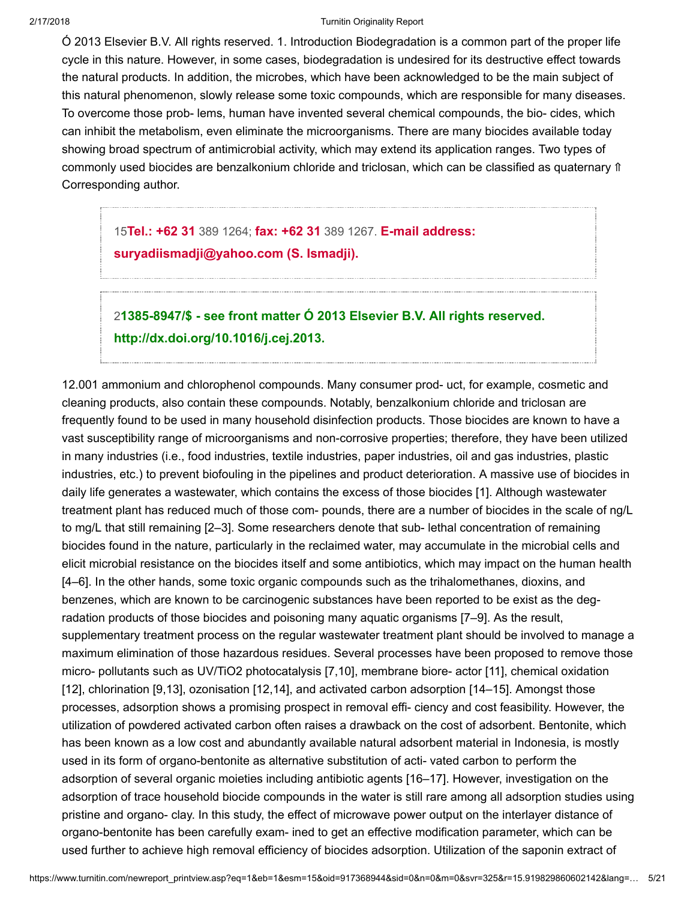Ó 2013 Elsevier B.V. All rights reserved. 1. Introduction Biodegradation is a common part of the proper life cycle in this nature. However, in some cases, biodegradation is undesired for its destructive effect towards the natural products. In addition, the microbes, which have been acknowledged to be the main subject of this natural phenomenon, slowly release some toxic compounds, which are responsible for many diseases. To overcome those prob- lems, human have invented several chemical compounds, the bio- cides, which can inhibit the metabolism, even eliminate the microorganisms. There are many biocides available today showing broad spectrum of antimicrobial activity, which may extend its application ranges. Two types of commonly used biocides are benzalkonium chloride and triclosan, which can be classified as quaternary ⇑ Corresponding author.

15**Tel.: +62 31** 389 1264; **fax: +62 31** 389 1267. **E-mail address: suryadiismadji@yahoo.com (S. Ismadji).**

2**1385-8947/$ - see front matter Ó 2013 Elsevier B.V. All rights reserved. http://dx.doi.org/10.1016/j.cej.2013.**

12.001 ammonium and chlorophenol compounds. Many consumer prod- uct, for example, cosmetic and cleaning products, also contain these compounds. Notably, benzalkonium chloride and triclosan are frequently found to be used in many household disinfection products. Those biocides are known to have a vast susceptibility range of microorganisms and non-corrosive properties; therefore, they have been utilized in many industries (i.e., food industries, textile industries, paper industries, oil and gas industries, plastic industries, etc.) to prevent biofouling in the pipelines and product deterioration. A massive use of biocides in daily life generates a wastewater, which contains the excess of those biocides [1]. Although wastewater treatment plant has reduced much of those com- pounds, there are a number of biocides in the scale of ng/L to mg/L that still remaining [2–3]. Some researchers denote that sub- lethal concentration of remaining biocides found in the nature, particularly in the reclaimed water, may accumulate in the microbial cells and elicit microbial resistance on the biocides itself and some antibiotics, which may impact on the human health [4–6]. In the other hands, some toxic organic compounds such as the trihalomethanes, dioxins, and benzenes, which are known to be carcinogenic substances have been reported to be exist as the deg- radation products of those biocides and poisoning many aquatic organisms [7–9]. As the result, supplementary treatment process on the regular wastewater treatment plant should be involved to manage a maximum elimination of those hazardous residues. Several processes have been proposed to remove those micro- pollutants such as UV/$TiO_2$ photocatalysis [7,10], membrane biore- actor [11], chemical oxidation [12], chlorination [9,13], ozonisation [12,14], and activated carbon adsorption [14–15]. Amongst those processes, adsorption shows a promising prospect in removal effi- ciency and cost feasibility. However, the utilization of powdered activated carbon often raises a drawback on the cost of adsorbent. Bentonite, which has been known as a low cost and abundantly available natural adsorbent material in Indonesia, is mostly used in its form of organo-bentonite as alternative substitution of acti- vated carbon to perform the adsorption of several organic moieties including antibiotic agents [16–17]. However, investigation on the adsorption of trace household biocide compounds in the water is still rare among all adsorption studies using pristine and organo- clay. In this study, the effect of microwave power output on the interlayer distance of organo-bentonite has been carefully exam- ined to get an effective modification parameter, which can be used further to achieve high removal efficiency of biocides adsorption. Utilization of the saponin extract of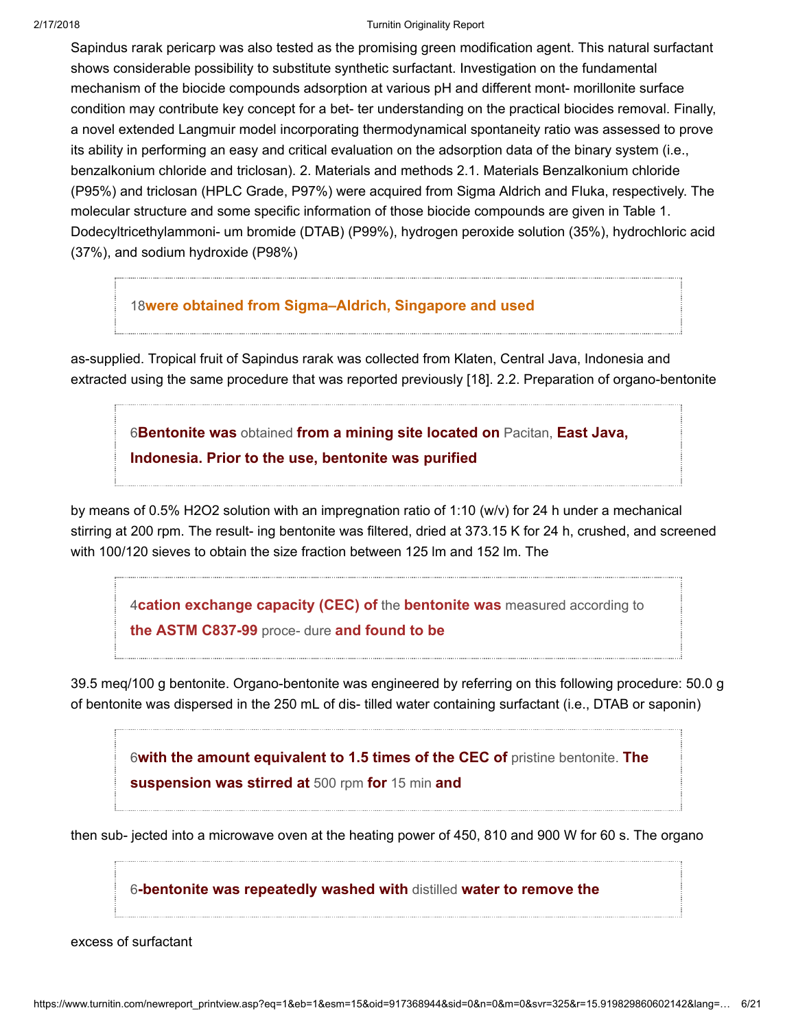Sapindus rarak pericarp was also tested as the promising green modification agent. This natural surfactant shows considerable possibility to substitute synthetic surfactant. Investigation on the fundamental mechanism of the biocide compounds adsorption at various pH and different mont- morillonite surface condition may contribute key concept for a bet- ter understanding on the practical biocides removal. Finally, a novel extended Langmuir model incorporating thermodynamical spontaneity ratio was assessed to prove its ability in performing an easy and critical evaluation on the adsorption data of the binary system (i.e., benzalkonium chloride and triclosan). 2. Materials and methods 2.1. Materials Benzalkonium chloride (P95%) and triclosan (HPLC Grade, P97%) were acquired from Sigma Aldrich and Fluka, respectively. The molecular structure and some specific information of those biocide compounds are given in Table 1. Dodecyltricethylammoni- um bromide (DTAB) (P99%), hydrogen peroxide solution (35%), hydrochloric acid (37%), and sodium hydroxide (P98%)

> 18**were obtained from Sigma–Aldrich, Singapore and used**

as-supplied. Tropical fruit of Sapindus rarak was collected from Klaten, Central Java, Indonesia and extracted using the same procedure that was reported previously [18]. 2.2. Preparation of organo-bentonite

> 6**Bentonite was** obtained **from a mining site located on** Pacitan, **East Java, Indonesia. Prior to the use, bentonite was purified**

by means of 0.5% $H_2O_2$ solution with an impregnation ratio of 1:10 (w/v) for 24 h under a mechanical stirring at 200 rpm. The result- ing bentonite was filtered, dried at 373.15 K for 24 h, crushed, and screened with 100/120 sieves to obtain the size fraction between 125 lm and 152 lm. The

> 4**cation exchange capacity (CEC) of** the **bentonite was** measured according to **the ASTM C837-99** proce- dure **and found to be**

39.5 meq/100 g bentonite. Organo-bentonite was engineered by referring on this following procedure: 50.0 g of bentonite was dispersed in the 250 mL of dis- tilled water containing surfactant (i.e., DTAB or saponin)

> 6**with the amount equivalent to 1.5 times of the CEC of** pristine bentonite. **The suspension was stirred at** 500 rpm **for** 15 min **and**

then sub- jected into a microwave oven at the heating power of 450, 810 and 900 W for 60 s. The organo

> 6**-bentonite was repeatedly washed with** distilled **water to remove the**

excess of surfactant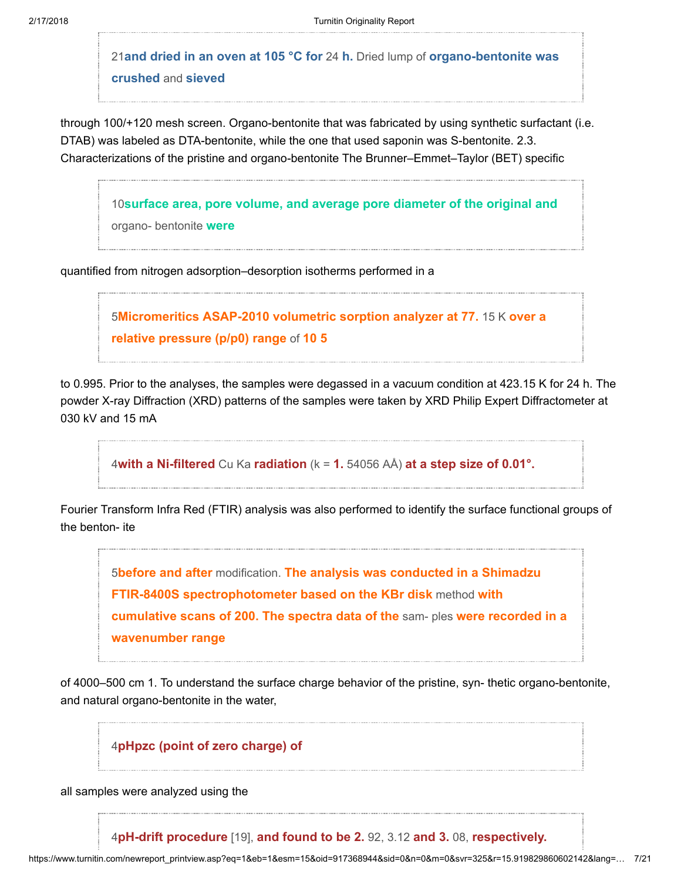21**and dried in an oven at 105 °C for** 24 **h.** Dried lump of **organo-bentonite was crushed** and **sieved**

through 100/+120 mesh screen. Organo-bentonite that was fabricated by using synthetic surfactant (i.e. DTAB) was labeled as DTA-bentonite, while the one that used saponin was S-bentonite. 2.3. Characterizations of the pristine and organo-bentonite The Brunner–Emmet–Taylor (BET) specific

10**surface area, pore volume, and average pore diameter of the original and** organo- bentonite **were**

quantified from nitrogen adsorption–desorption isotherms performed in a

5**Micromeritics ASAP-2010 volumetric sorption analyzer at 77.** 15 K **over a relative pressure (p/p0) range** of **10 5**

to 0.995. Prior to the analyses, the samples were degassed in a vacuum condition at 423.15 K for 24 h. The powder X-ray Diffraction (XRD) patterns of the samples were taken by XRD Philip Expert Diffractometer at 030 kV and 15 mA

4**with a Ni-filtered** Cu Ka **radiation** (k = **1.** 54056 AÅ) **at a step size of 0.01°.**

Fourier Transform Infra Red (FTIR) analysis was also performed to identify the surface functional groups of the benton- ite

5**before and after** modification. **The analysis was conducted in a Shimadzu FTIR-8400S spectrophotometer based on the KBr disk** method **with cumulative scans of 200. The spectra data of the** sam- ples **were recorded in a wavenumber range**

of 4000–500 cm 1. To understand the surface charge behavior of the pristine, syn- thetic organo-bentonite, and natural organo-bentonite in the water,

4**pHpzc (point of zero charge) of**

all samples were analyzed using the

4**pH-drift procedure** [19], **and found to be 2.** 92, 3.12 **and 3.** 08, **respectively.**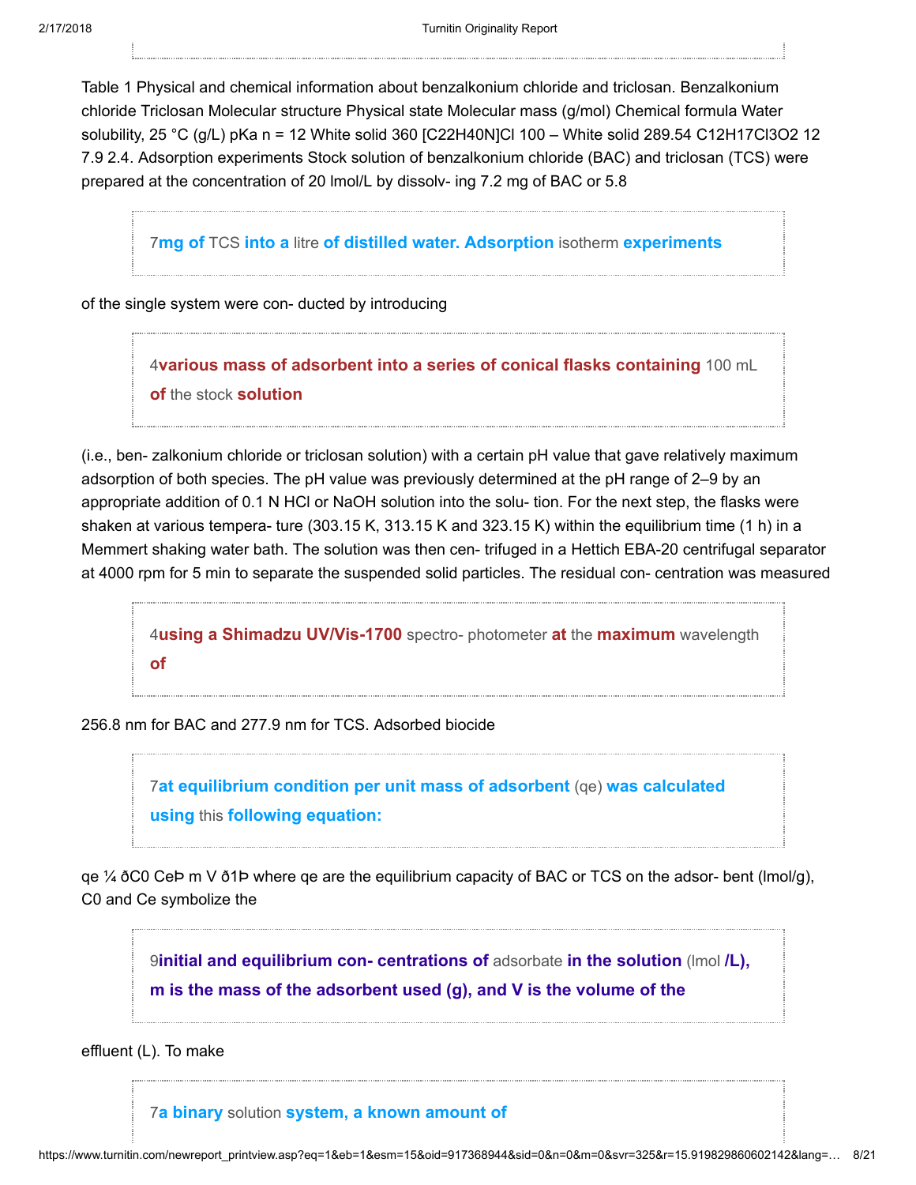Table 1 Physical and chemical information about benzalkonium chloride and triclosan. Benzalkonium chloride Triclosan Molecular structure Physical state Molecular mass (g/mol) Chemical formula Water solubility, 25 °C (g/L) pKa n = 12 White solid 360 [C22H40N]Cl 100 – White solid 289.54 C12H17Cl3O2 12 7.9 2.4. Adsorption experiments Stock solution of benzalkonium chloride (BAC) and triclosan (TCS) were prepared at the concentration of 20 lmol/L by dissolv- ing 7.2 mg of BAC or 5.8

> 7**mg of** TCS **into a** litre **of distilled water. Adsorption** isotherm **experiments**

of the single system were con- ducted by introducing

> 4**various mass of adsorbent into a series of conical flasks containing** 100 mL **of** the stock **solution**

(i.e., ben- zalkonium chloride or triclosan solution) with a certain pH value that gave relatively maximum adsorption of both species. The pH value was previously determined at the pH range of 2–9 by an appropriate addition of 0.1 N HCl or NaOH solution into the solu- tion. For the next step, the flasks were shaken at various tempera- ture (303.15 K, 313.15 K and 323.15 K) within the equilibrium time (1 h) in a Memmert shaking water bath. The solution was then cen- trifuged in a Hettich EBA-20 centrifugal separator at 4000 rpm for 5 min to separate the suspended solid particles. The residual con- centration was measured

> 4**using a Shimadzu UV/Vis-1700** spectro- photometer **at** the **maximum** wavelength **of**

256.8 nm for BAC and 277.9 nm for TCS. Adsorbed biocide

> 7**at equilibrium condition per unit mass of adsorbent** (qe) **was calculated using** this **following equation:**

qe ¼ ðC0 CeÞ m V ð1Þ where qe are the equilibrium capacity of BAC or TCS on the adsor- bent (lmol/g), C0 and Ce symbolize the

> 9**initial and equilibrium con- centrations of** adsorbate **in the solution** (lmol **/L), m is the mass of the adsorbent used (g), and V is the volume of the**

effluent (L). To make

> 7**a binary** solution **system, a known amount of**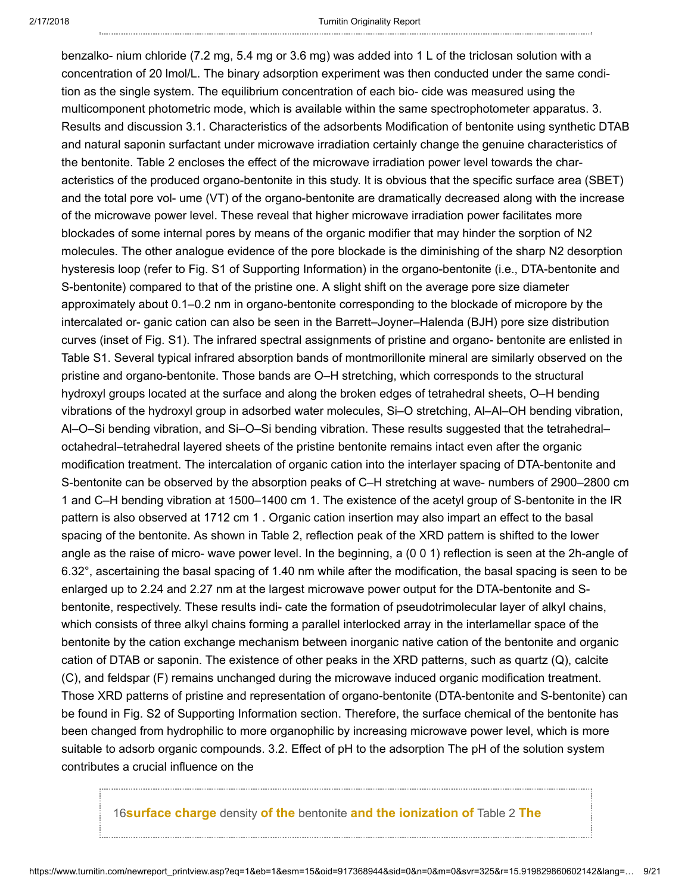benzalko- nium chloride (7.2 mg, 5.4 mg or 3.6 mg) was added into 1 L of the triclosan solution with a concentration of 20 lmol/L. The binary adsorption experiment was then conducted under the same condi- tion as the single system. The equilibrium concentration of each bio- cide was measured using the multicomponent photometric mode, which is available within the same spectrophotometer apparatus. 3. Results and discussion 3.1. Characteristics of the adsorbents Modification of bentonite using synthetic DTAB and natural saponin surfactant under microwave irradiation certainly change the genuine characteristics of the bentonite. Table 2 encloses the effect of the microwave irradiation power level towards the char- acteristics of the produced organo-bentonite in this study. It is obvious that the specific surface area (SBET) and the total pore vol- ume (VT) of the organo-bentonite are dramatically decreased along with the increase of the microwave power level. These reveal that higher microwave irradiation power facilitates more blockades of some internal pores by means of the organic modifier that may hinder the sorption of N2 molecules. The other analogue evidence of the pore blockade is the diminishing of the sharp N2 desorption hysteresis loop (refer to Fig. S1 of Supporting Information) in the organo-bentonite (i.e., DTA-bentonite and S-bentonite) compared to that of the pristine one. A slight shift on the average pore size diameter approximately about 0.1–0.2 nm in organo-bentonite corresponding to the blockade of micropore by the intercalated or- ganic cation can also be seen in the Barrett–Joyner–Halenda (BJH) pore size distribution curves (inset of Fig. S1). The infrared spectral assignments of pristine and organo- bentonite are enlisted in Table S1. Several typical infrared absorption bands of montmorillonite mineral are similarly observed on the pristine and organo-bentonite. Those bands are O–H stretching, which corresponds to the structural hydroxyl groups located at the surface and along the broken edges of tetrahedral sheets, O–H bending vibrations of the hydroxyl group in adsorbed water molecules, Si–O stretching, Al–Al–OH bending vibration, Al–O–Si bending vibration, and Si–O–Si bending vibration. These results suggested that the tetrahedral–octahedral–tetrahedral layered sheets of the pristine bentonite remains intact even after the organic modification treatment. The intercalation of organic cation into the interlayer spacing of DTA-bentonite and S-bentonite can be observed by the absorption peaks of C–H stretching at wave- numbers of 2900–2800 cm 1 and C–H bending vibration at 1500–1400 cm 1. The existence of the acetyl group of S-bentonite in the IR pattern is also observed at 1712 cm 1 . Organic cation insertion may also impart an effect to the basal spacing of the bentonite. As shown in Table 2, reflection peak of the XRD pattern is shifted to the lower angle as the raise of micro- wave power level. In the beginning, a (0 0 1) reflection is seen at the 2h-angle of 6.32°, ascertaining the basal spacing of 1.40 nm while after the modification, the basal spacing is seen to be enlarged up to 2.24 and 2.27 nm at the largest microwave power output for the DTA-bentonite and S-bentonite, respectively. These results indi- cate the formation of pseudotrimolecular layer of alkyl chains, which consists of three alkyl chains forming a parallel interlocked array in the interlamellar space of the bentonite by the cation exchange mechanism between inorganic native cation of the bentonite and organic cation of DTAB or saponin. The existence of other peaks in the XRD patterns, such as quartz (Q), calcite (C), and feldspar (F) remains unchanged during the microwave induced organic modification treatment. Those XRD patterns of pristine and representation of organo-bentonite (DTA-bentonite and S-bentonite) can be found in Fig. S2 of Supporting Information section. Therefore, the surface chemical of the bentonite has been changed from hydrophilic to more organophilic by increasing microwave power level, which is more suitable to adsorb organic compounds. 3.2. Effect of pH to the adsorption The pH of the solution system contributes a crucial influence on the

16**surface charge** density **of the** bentonite **and the ionization of** Table 2 **The**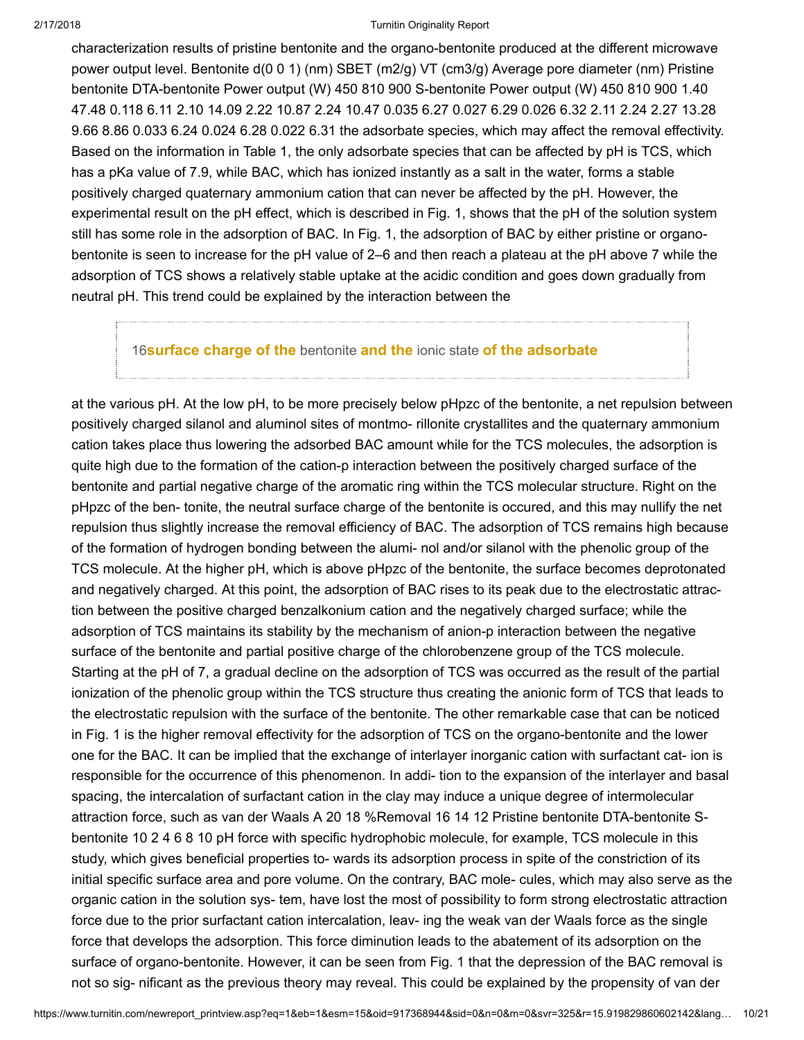characterization results of pristine bentonite and the organo-bentonite produced at the different microwave power output level. Bentonite d(0 0 1) (nm) SBET (m2/g) VT (cm3/g) Average pore diameter (nm) Pristine bentonite DTA-bentonite Power output (W) 450 810 900 S-bentonite Power output (W) 450 810 900 1.40 47.48 0.118 6.11 2.10 14.09 2.22 10.87 2.24 10.47 0.035 6.27 0.027 6.29 0.026 6.32 2.11 2.24 2.27 13.28 9.66 8.86 0.033 6.24 0.024 6.28 0.022 6.31 the adsorbate species, which may affect the removal effectivity. Based on the information in Table 1, the only adsorbate species that can be affected by pH is TCS, which has a pKa value of 7.9, while BAC, which has ionized instantly as a salt in the water, forms a stable positively charged quaternary ammonium cation that can never be affected by the pH. However, the experimental result on the pH effect, which is described in Fig. 1, shows that the pH of the solution system still has some role in the adsorption of BAC. In Fig. 1, the adsorption of BAC by either pristine or organo-bentonite is seen to increase for the pH value of 2–6 and then reach a plateau at the pH above 7 while the adsorption of TCS shows a relatively stable uptake at the acidic condition and goes down gradually from neutral pH. This trend could be explained by the interaction between the

16**surface charge of the** bentonite **and the** ionic state **of the adsorbate**

at the various pH. At the low pH, to be more precisely below pHpzc of the bentonite, a net repulsion between positively charged silanol and aluminol sites of montmo- rillonite crystallites and the quaternary ammonium cation takes place thus lowering the adsorbed BAC amount while for the TCS molecules, the adsorption is quite high due to the formation of the cation-p interaction between the positively charged surface of the bentonite and partial negative charge of the aromatic ring within the TCS molecular structure. Right on the pHpzc of the ben- tonite, the neutral surface charge of the bentonite is occured, and this may nullify the net repulsion thus slightly increase the removal efficiency of BAC. The adsorption of TCS remains high because of the formation of hydrogen bonding between the alumi- nol and/or silanol with the phenolic group of the TCS molecule. At the higher pH, which is above pHpzc of the bentonite, the surface becomes deprotonated and negatively charged. At this point, the adsorption of BAC rises to its peak due to the electrostatic attrac- tion between the positive charged benzalkonium cation and the negatively charged surface; while the adsorption of TCS maintains its stability by the mechanism of anion-p interaction between the negative surface of the bentonite and partial positive charge of the chlorobenzene group of the TCS molecule. Starting at the pH of 7, a gradual decline on the adsorption of TCS was occurred as the result of the partial ionization of the phenolic group within the TCS structure thus creating the anionic form of TCS that leads to the electrostatic repulsion with the surface of the bentonite. The other remarkable case that can be noticed in Fig. 1 is the higher removal effectivity for the adsorption of TCS on the organo-bentonite and the lower one for the BAC. It can be implied that the exchange of interlayer inorganic cation with surfactant cat- ion is responsible for the occurrence of this phenomenon. In addi- tion to the expansion of the interlayer and basal spacing, the intercalation of surfactant cation in the clay may induce a unique degree of intermolecular attraction force, such as van der Waals A 20 18 %Removal 16 14 12 Pristine bentonite DTA-bentonite S-bentonite 10 2 4 6 8 10 pH force with specific hydrophobic molecule, for example, TCS molecule in this study, which gives beneficial properties to- wards its adsorption process in spite of the constriction of its initial specific surface area and pore volume. On the contrary, BAC mole- cules, which may also serve as the organic cation in the solution sys- tem, have lost the most of possibility to form strong electrostatic attraction force due to the prior surfactant cation intercalation, leav- ing the weak van der Waals force as the single force that develops the adsorption. This force diminution leads to the abatement of its adsorption on the surface of organo-bentonite. However, it can be seen from Fig. 1 that the depression of the BAC removal is not so sig- nificant as the previous theory may reveal. This could be explained by the propensity of van der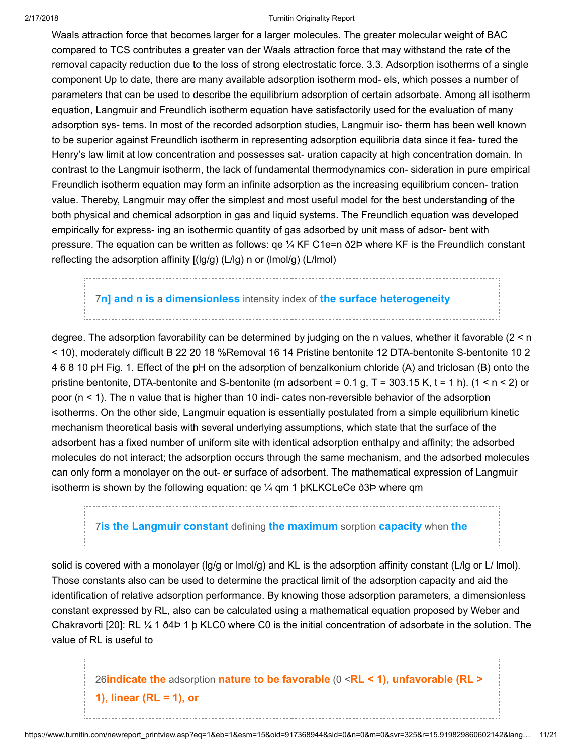Waals attraction force that becomes larger for a larger molecules. The greater molecular weight of BAC compared to TCS contributes a greater van der Waals attraction force that may withstand the rate of the removal capacity reduction due to the loss of strong electrostatic force. 3.3. Adsorption isotherms of a single component Up to date, there are many available adsorption isotherm mod- els, which posses a number of parameters that can be used to describe the equilibrium adsorption of certain adsorbate. Among all isotherm equation, Langmuir and Freundlich isotherm equation have satisfactorily used for the evaluation of many adsorption sys- tems. In most of the recorded adsorption studies, Langmuir iso- therm has been well known to be superior against Freundlich isotherm in representing adsorption equilibria data since it fea- tured the Henry's law limit at low concentration and possesses sat- uration capacity at high concentration domain. In contrast to the Langmuir isotherm, the lack of fundamental thermodynamics con- sideration in pure empirical Freundlich isotherm equation may form an infinite adsorption as the increasing equilibrium concen- tration value. Thereby, Langmuir may offer the simplest and most useful model for the best understanding of the both physical and chemical adsorption in gas and liquid systems. The Freundlich equation was developed empirically for express- ing an isothermic quantity of gas adsorbed by unit mass of adsor- bent with pressure. The equation can be written as follows: qe ¼ KF C1e=n ð2Þ where KF is the Freundlich constant reflecting the adsorption affinity [(lg/g) (L/lg) n or (lmol/g) (L/lmol)

> 7**n] and n is** a **dimensionless** intensity index of **the surface heterogeneity**

degree. The adsorption favorability can be determined by judging on the n values, whether it favorable (2 < n < 10), moderately difficult B 22 20 18 %Removal 16 14 Pristine bentonite 12 DTA-bentonite S-bentonite 10 2 4 6 8 10 pH Fig. 1. Effect of the pH on the adsorption of benzalkonium chloride (A) and triclosan (B) onto the pristine bentonite, DTA-bentonite and S-bentonite (m adsorbent = 0.1 g, T = 303.15 K, t = 1 h). (1 < n < 2) or poor (n < 1). The n value that is higher than 10 indi- cates non-reversible behavior of the adsorption isotherms. On the other side, Langmuir equation is essentially postulated from a simple equilibrium kinetic mechanism theoretical basis with several underlying assumptions, which state that the surface of the adsorbent has a fixed number of uniform site with identical adsorption enthalpy and affinity; the adsorbed molecules do not interact; the adsorption occurs through the same mechanism, and the adsorbed molecules can only form a monolayer on the out- er surface of adsorbent. The mathematical expression of Langmuir isotherm is shown by the following equation: qe ¼ qm 1 þKLKCLeCe ð3Þ where qm

> 7**is the Langmuir constant** defining **the maximum** sorption **capacity** when **the**

solid is covered with a monolayer (lg/g or lmol/g) and KL is the adsorption affinity constant (L/lg or L/ lmol). Those constants also can be used to determine the practical limit of the adsorption capacity and aid the identification of relative adsorption performance. By knowing those adsorption parameters, a dimensionless constant expressed by RL, also can be calculated using a mathematical equation proposed by Weber and Chakravorti [20]: RL ¼ 1 ð4Þ 1 þ KLC0 where C0 is the initial concentration of adsorbate in the solution. The value of RL is useful to

> 26**indicate the** adsorption **nature to be favorable** (0 <**RL < 1), unfavorable (RL > 1), linear (RL = 1), or**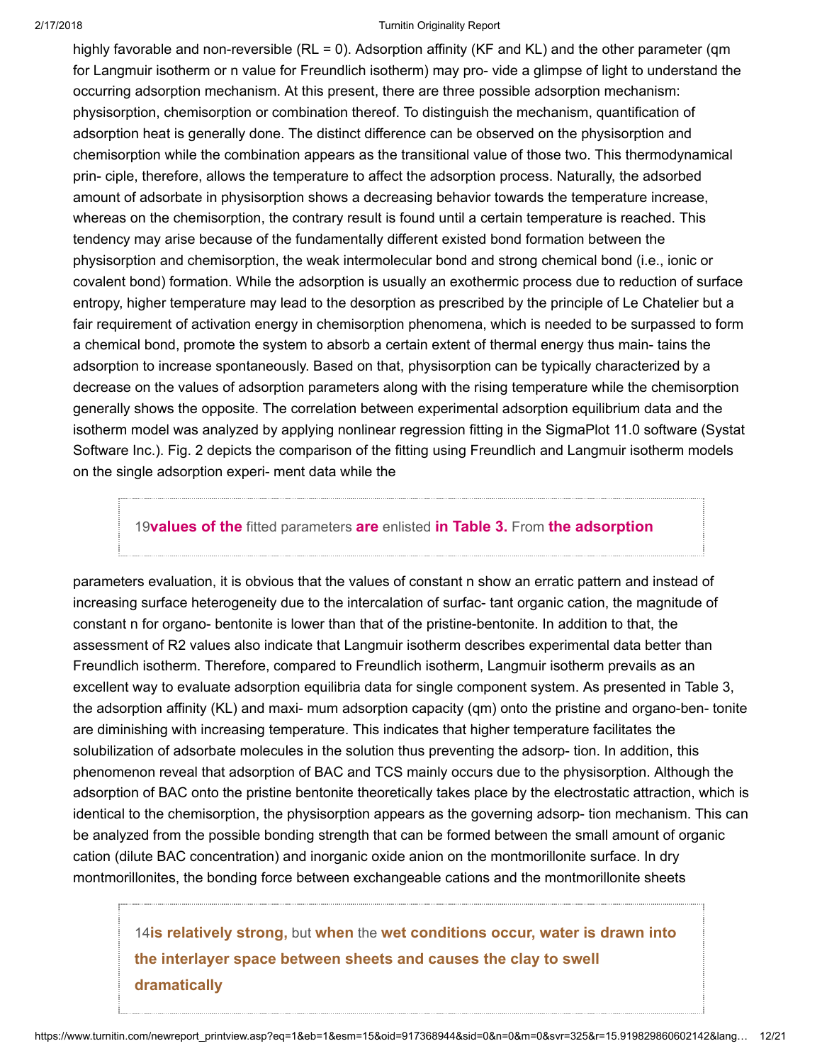highly favorable and non-reversible ($R_L = 0$). Adsorption affinity ($K_F$ and $K_L$) and the other parameter ($q_m$ for Langmuir isotherm or n value for Freundlich isotherm) may pro- vide a glimpse of light to understand the occurring adsorption mechanism. At this present, there are three possible adsorption mechanism: physisorption, chemisorption or combination thereof. To distinguish the mechanism, quantification of adsorption heat is generally done. The distinct difference can be observed on the physisorption and chemisorption while the combination appears as the transitional value of those two. This thermodynamical prin- ciple, therefore, allows the temperature to affect the adsorption process. Naturally, the adsorbed amount of adsorbate in physisorption shows a decreasing behavior towards the temperature increase, whereas on the chemisorption, the contrary result is found until a certain temperature is reached. This tendency may arise because of the fundamentally different existed bond formation between the physisorption and chemisorption, the weak intermolecular bond and strong chemical bond (i.e., ionic or covalent bond) formation. While the adsorption is usually an exothermic process due to reduction of surface entropy, higher temperature may lead to the desorption as prescribed by the principle of Le Chatelier but a fair requirement of activation energy in chemisorption phenomena, which is needed to be surpassed to form a chemical bond, promote the system to absorb a certain extent of thermal energy thus main- tains the adsorption to increase spontaneously. Based on that, physisorption can be typically characterized by a decrease on the values of adsorption parameters along with the rising temperature while the chemisorption generally shows the opposite. The correlation between experimental adsorption equilibrium data and the isotherm model was analyzed by applying nonlinear regression fitting in the SigmaPlot 11.0 software (Systat Software Inc.). Fig. 2 depicts the comparison of the fitting using Freundlich and Langmuir isotherm models on the single adsorption experi- ment data while the

> 19**values of the** fitted parameters **are** enlisted **in Table 3.** From **the adsorption**

parameters evaluation, it is obvious that the values of constant n show an erratic pattern and instead of increasing surface heterogeneity due to the intercalation of surfac- tant organic cation, the magnitude of constant n for organo- bentonite is lower than that of the pristine-bentonite. In addition to that, the assessment of $R^2$ values also indicate that Langmuir isotherm describes experimental data better than Freundlich isotherm. Therefore, compared to Freundlich isotherm, Langmuir isotherm prevails as an excellent way to evaluate adsorption equilibria data for single component system. As presented in Table 3, the adsorption affinity ($K_L$) and maxi- mum adsorption capacity ($q_m$) onto the pristine and organo-ben- tonite are diminishing with increasing temperature. This indicates that higher temperature facilitates the solubilization of adsorbate molecules in the solution thus preventing the adsorp- tion. In addition, this phenomenon reveal that adsorption of BAC and TCS mainly occurs due to the physisorption. Although the adsorption of BAC onto the pristine bentonite theoretically takes place by the electrostatic attraction, which is identical to the chemisorption, the physisorption appears as the governing adsorp- tion mechanism. This can be analyzed from the possible bonding strength that can be formed between the small amount of organic cation (dilute BAC concentration) and inorganic oxide anion on the montmorillonite surface. In dry montmorillonites, the bonding force between exchangeable cations and the montmorillonite sheets

> 14**is relatively strong,** but **when** the **wet conditions occur, water is drawn into the interlayer space between sheets and causes the clay to swell dramatically**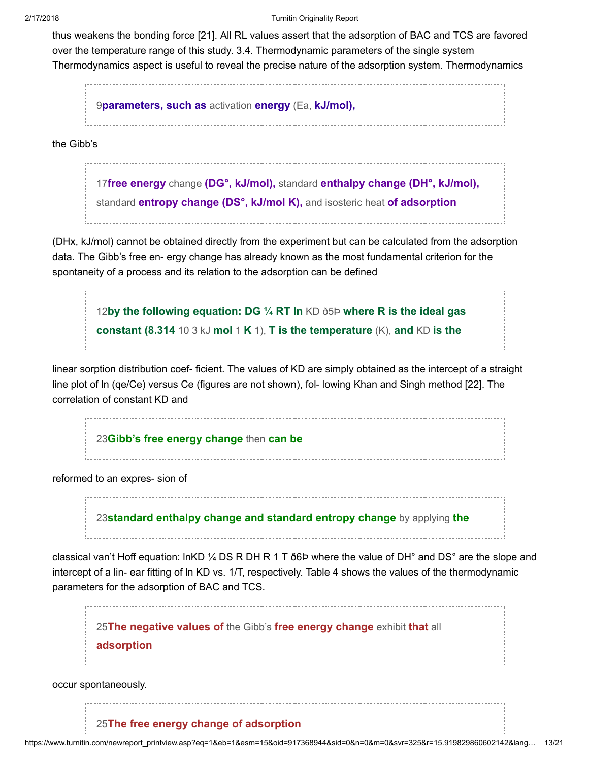thus weakens the bonding force [21]. All RL values assert that the adsorption of BAC and TCS are favored over the temperature range of this study. 3.4. Thermodynamic parameters of the single system Thermodynamics aspect is useful to reveal the precise nature of the adsorption system. Thermodynamics

> 9**parameters, such as** activation **energy** (Ea, **kJ/mol),**

the Gibb's

> 17**free energy** change **(DG°, kJ/mol),** standard **enthalpy change (DH°, kJ/mol),** standard **entropy change (DS°, kJ/mol K),** and isosteric heat **of adsorption**

(DHx, kJ/mol) cannot be obtained directly from the experiment but can be calculated from the adsorption data. The Gibb's free en- ergy change has already known as the most fundamental criterion for the spontaneity of a process and its relation to the adsorption can be defined

> 12**by the following equation: DG ¼ RT ln** KD ð5Þ **where R is the ideal gas constant (8.314** 10 3 kJ **mol** 1 **K** 1), **T is the temperature** (K), **and** KD **is the**

linear sorption distribution coef- ficient. The values of KD are simply obtained as the intercept of a straight line plot of ln (qe/Ce) versus Ce (figures are not shown), fol- lowing Khan and Singh method [22]. The correlation of constant KD and

> 23**Gibb's free energy change** then **can be**

reformed to an expres- sion of

> 23**standard enthalpy change and standard entropy change** by applying **the**

classical van't Hoff equation: lnKD ¼ DS R DH R 1 T ð6Þ where the value of DH° and DS° are the slope and intercept of a lin- ear fitting of ln KD vs. 1/T, respectively. Table 4 shows the values of the thermodynamic parameters for the adsorption of BAC and TCS.

> 25**The negative values of** the Gibb's **free energy change** exhibit **that** all **adsorption**

occur spontaneously.

> 25**The free energy change of adsorption**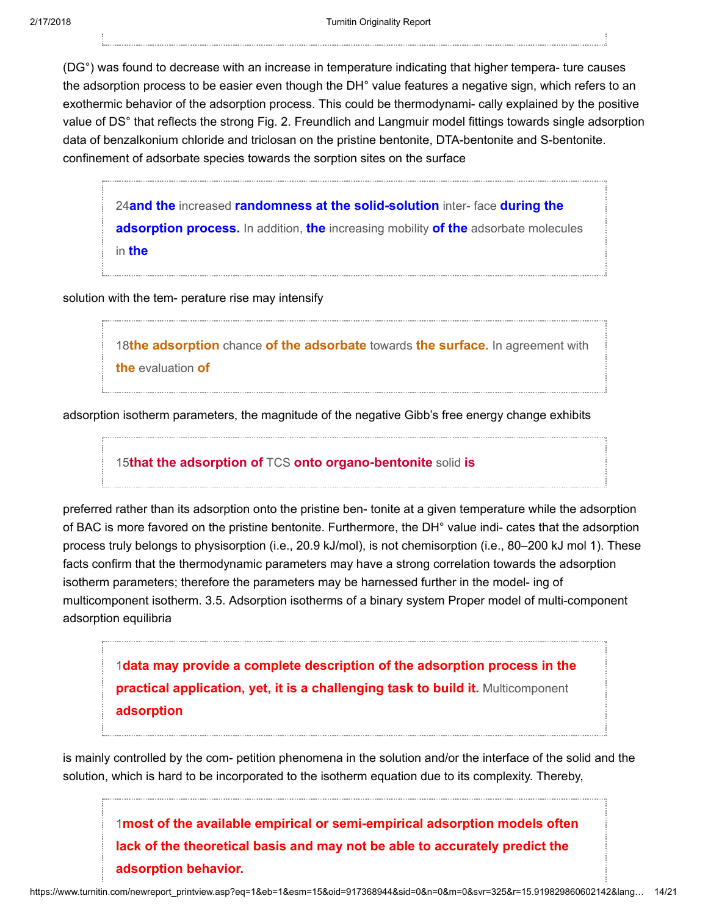(DG°) was found to decrease with an increase in temperature indicating that higher tempera- ture causes the adsorption process to be easier even though the DH° value features a negative sign, which refers to an exothermic behavior of the adsorption process. This could be thermodynami- cally explained by the positive value of DS° that reflects the strong Fig. 2. Freundlich and Langmuir model fittings towards single adsorption data of benzalkonium chloride and triclosan on the pristine bentonite, DTA-bentonite and S-bentonite. confinement of adsorbate species towards the sorption sites on the surface

> 24**and the** increased **randomness at the solid-solution** inter- face **during the adsorption process.** In addition, **the** increasing mobility **of the** adsorbate molecules in **the**

solution with the tem- perature rise may intensify

> 18**the adsorption** chance **of the adsorbate** towards **the surface.** In agreement with **the** evaluation **of**

adsorption isotherm parameters, the magnitude of the negative Gibb's free energy change exhibits

> 15**that the adsorption of** TCS **onto organo-bentonite** solid **is**

preferred rather than its adsorption onto the pristine ben- tonite at a given temperature while the adsorption of BAC is more favored on the pristine bentonite. Furthermore, the DH° value indi- cates that the adsorption process truly belongs to physisorption (i.e., 20.9 kJ/mol), is not chemisorption (i.e., 80–200 kJ mol 1). These facts confirm that the thermodynamic parameters may have a strong correlation towards the adsorption isotherm parameters; therefore the parameters may be harnessed further in the model- ing of multicomponent isotherm. 3.5. Adsorption isotherms of a binary system Proper model of multi-component adsorption equilibria

> 1**data may provide a complete description of the adsorption process in the practical application, yet, it is a challenging task to build it.** Multicomponent **adsorption**

is mainly controlled by the com- petition phenomena in the solution and/or the interface of the solid and the solution, which is hard to be incorporated to the isotherm equation due to its complexity. Thereby,

> 1**most of the available empirical or semi-empirical adsorption models often lack of the theoretical basis and may not be able to accurately predict the adsorption behavior.**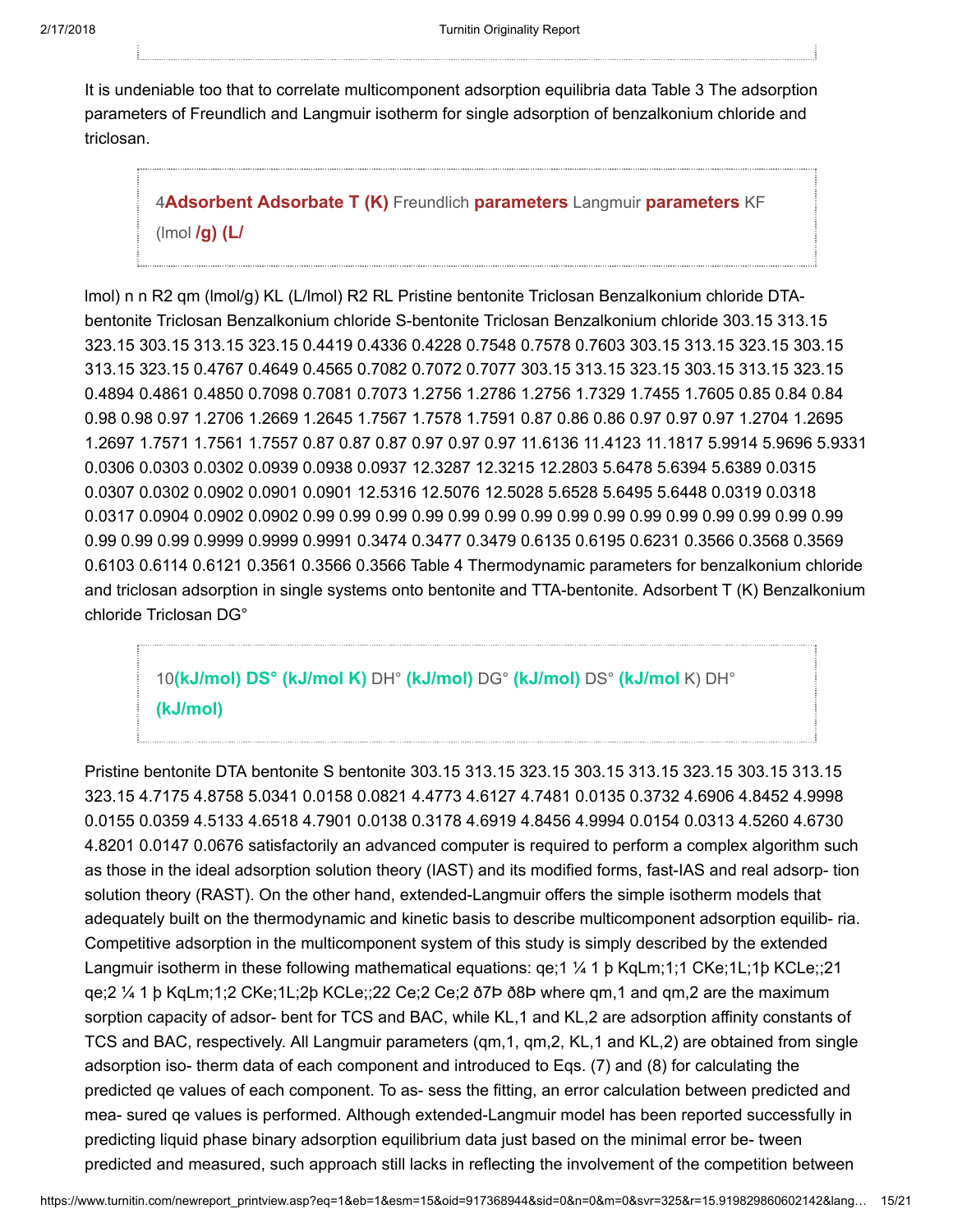It is undeniable too that to correlate multicomponent adsorption equilibria data Table 3 The adsorption parameters of Freundlich and Langmuir isotherm for single adsorption of benzalkonium chloride and triclosan.

> 4**Adsorbent Adsorbate T (K)** Freundlich **parameters** Langmuir **parameters** KF (lmol **/g) (L/**

lmol) n n R2 qm (lmol/g) KL (L/lmol) R2 RL Pristine bentonite Triclosan Benzalkonium chloride DTA-bentonite Triclosan Benzalkonium chloride S-bentonite Triclosan Benzalkonium chloride 303.15 313.15 323.15 303.15 313.15 323.15 0.4419 0.4336 0.4228 0.7548 0.7578 0.7603 303.15 313.15 323.15 303.15 313.15 323.15 0.4767 0.4649 0.4565 0.7082 0.7072 0.7077 303.15 313.15 323.15 303.15 313.15 323.15 0.4894 0.4861 0.4850 0.7098 0.7081 0.7073 1.2756 1.2786 1.2756 1.7329 1.7455 1.7605 0.85 0.84 0.84 0.98 0.98 0.97 1.2706 1.2669 1.2645 1.7567 1.7578 1.7591 0.87 0.86 0.86 0.97 0.97 0.97 1.2704 1.2695 1.2697 1.7571 1.7561 1.7557 0.87 0.87 0.87 0.97 0.97 0.97 11.6136 11.4123 11.1817 5.9914 5.9696 5.9331 0.0306 0.0303 0.0302 0.0939 0.0938 0.0937 12.3287 12.3215 12.2803 5.6478 5.6394 5.6389 0.0315 0.0307 0.0302 0.0902 0.0901 0.0901 12.5316 12.5076 12.5028 5.6528 5.6495 5.6448 0.0319 0.0318 0.0317 0.0904 0.0902 0.0902 0.99 0.99 0.99 0.99 0.99 0.99 0.99 0.99 0.99 0.99 0.99 0.99 0.99 0.99 0.99 0.99 0.99 0.99 0.9999 0.9999 0.9991 0.3474 0.3477 0.3479 0.6135 0.6195 0.6231 0.3566 0.3568 0.3569 0.6103 0.6114 0.6121 0.3561 0.3566 0.3566 Table 4 Thermodynamic parameters for benzalkonium chloride and triclosan adsorption in single systems onto bentonite and TTA-bentonite. Adsorbent T (K) Benzalkonium chloride Triclosan DG°

> 10**(kJ/mol) DS° (kJ/mol K)** DH° **(kJ/mol)** DG° **(kJ/mol)** DS° **(kJ/mol** K) DH° **(kJ/mol)**

Pristine bentonite DTA bentonite S bentonite 303.15 313.15 323.15 303.15 313.15 323.15 303.15 313.15 323.15 4.7175 4.8758 5.0341 0.0158 0.0821 4.4773 4.6127 4.7481 0.0135 0.3732 4.6906 4.8452 4.9998 0.0155 0.0359 4.5133 4.6518 4.7901 0.0138 0.3178 4.6919 4.8456 4.9994 0.0154 0.0313 4.5260 4.6730 4.8201 0.0147 0.0676 satisfactorily an advanced computer is required to perform a complex algorithm such as those in the ideal adsorption solution theory (IAST) and its modified forms, fast-IAS and real adsorp- tion solution theory (RAST). On the other hand, extended-Langmuir offers the simple isotherm models that adequately built on the thermodynamic and kinetic basis to describe multicomponent adsorption equilib- ria. Competitive adsorption in the multicomponent system of this study is simply described by the extended Langmuir isotherm in these following mathematical equations: qe;1 ¼ 1 þ KqLm;1;1 CKe;1L;1þ KCLe;;21 qe;2 ¼ 1 þ KqLm;1;2 CKe;1L;2þ KCLe;;22 Ce;2 Ce;2 ð7Þ ð8Þ where qm,1 and qm,2 are the maximum sorption capacity of adsor- bent for TCS and BAC, while KL,1 and KL,2 are adsorption affinity constants of TCS and BAC, respectively. All Langmuir parameters (qm,1, qm,2, KL,1 and KL,2) are obtained from single adsorption iso- therm data of each component and introduced to Eqs. (7) and (8) for calculating the predicted qe values of each component. To as- sess the fitting, an error calculation between predicted and mea- sured qe values is performed. Although extended-Langmuir model has been reported successfully in predicting liquid phase binary adsorption equilibrium data just based on the minimal error be- tween predicted and measured, such approach still lacks in reflecting the involvement of the competition between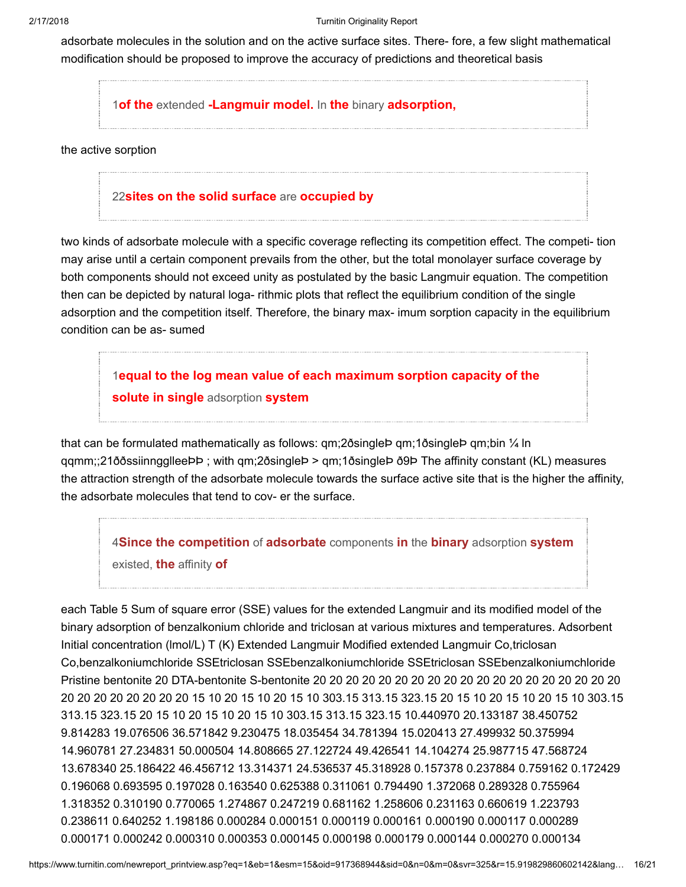adsorbate molecules in the solution and on the active surface sites. There- fore, a few slight mathematical modification should be proposed to improve the accuracy of predictions and theoretical basis

> 1**of the** extended **-Langmuir model.** In **the** binary **adsorption,**

the active sorption

> 22**sites on the solid surface** are **occupied by**

two kinds of adsorbate molecule with a specific coverage reflecting its competition effect. The competi- tion may arise until a certain component prevails from the other, but the total monolayer surface coverage by both components should not exceed unity as postulated by the basic Langmuir equation. The competition then can be depicted by natural loga- rithmic plots that reflect the equilibrium condition of the single adsorption and the competition itself. Therefore, the binary max- imum sorption capacity in the equilibrium condition can be as- sumed

> 1**equal to the log mean value of each maximum sorption capacity of the solute in single** adsorption **system**

that can be formulated mathematically as follows: qm;2ðsingleÞ qm;1ðsingleÞ qm;bin ¼ ln qqmm;;21ððssiinngglleeÞÞ ; with qm;2ðsingleÞ > qm;1ðsingleÞ ð9Þ The affinity constant (KL) measures the attraction strength of the adsorbate molecule towards the surface active site that is the higher the affinity, the adsorbate molecules that tend to cov- er the surface.

> 4**Since the competition** of **adsorbate** components **in** the **binary** adsorption **system** existed, **the** affinity **of**

each Table 5 Sum of square error (SSE) values for the extended Langmuir and its modified model of the binary adsorption of benzalkonium chloride and triclosan at various mixtures and temperatures. Adsorbent Initial concentration (lmol/L) T (K) Extended Langmuir Modified extended Langmuir Co,triclosan Co,benzalkoniumchloride SSEtriclosan SSEbenzalkoniumchloride SSEtriclosan SSEbenzalkoniumchloride Pristine bentonite 20 DTA-bentonite S-bentonite 20 20 20 20 20 20 20 20 20 20 20 20 20 20 20 20 20 20 20 20 20 20 20 20 20 20 15 10 20 15 10 20 15 10 303.15 313.15 323.15 20 15 10 20 15 10 20 15 10 303.15 313.15 323.15 20 15 10 20 15 10 20 15 10 303.15 313.15 323.15 10.440970 20.133187 38.450752 9.814283 19.076506 36.571842 9.230475 18.035454 34.781394 15.020413 27.499932 50.375994 14.960781 27.234831 50.000504 14.808665 27.122724 49.426541 14.104274 25.987715 47.568724 13.678340 25.186422 46.456712 13.314371 24.536537 45.318928 0.157378 0.237884 0.759162 0.172429 0.196068 0.693595 0.197028 0.163540 0.625388 0.311061 0.794490 1.372068 0.289328 0.755964 1.318352 0.310190 0.770065 1.274867 0.247219 0.681162 1.258606 0.231163 0.660619 1.223793 0.238611 0.640252 1.198186 0.000284 0.000151 0.000119 0.000161 0.000190 0.000117 0.000289 0.000171 0.000242 0.000310 0.000353 0.000145 0.000198 0.000179 0.000144 0.000270 0.000134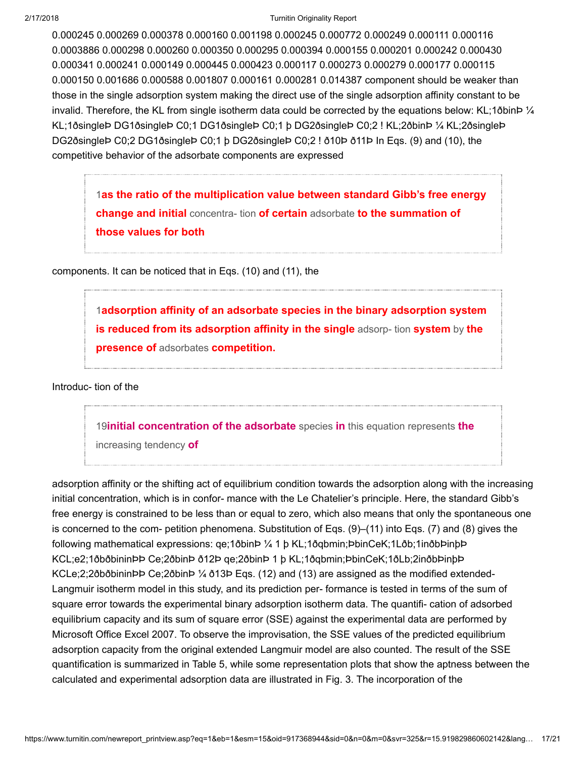0.000245 0.000269 0.000378 0.000160 0.001198 0.000245 0.000772 0.000249 0.000111 0.000116 0.0003886 0.000298 0.000260 0.000350 0.000295 0.000394 0.000155 0.000201 0.000242 0.000430 0.000341 0.000241 0.000149 0.000445 0.000423 0.000117 0.000273 0.000279 0.000177 0.000115 0.000150 0.001686 0.000588 0.001807 0.000161 0.000281 0.014387 component should be weaker than those in the single adsorption system making the direct use of the single adsorption affinity constant to be invalid. Therefore, the KL from single isotherm data could be corrected by the equations below: KL;1ðbinÞ ¼ KL;1ðsingleÞ DG1ðsingleÞ C0;1 DG1ðsingleÞ C0;1 þ DG2ðsingleÞ C0;2 ! KL;2ðbinÞ ¼ KL;2ðsingleÞ DG2ðsingleÞ C0;2 DG1ðsingleÞ C0;1 þ DG2ðsingleÞ C0;2 ! ð10Þ ð11Þ In Eqs. (9) and (10), the competitive behavior of the adsorbate components are expressed

> 1**as the ratio of the multiplication value between standard Gibb's free energy change and initial** concentra- tion **of certain** adsorbate **to the summation of those values for both**

components. It can be noticed that in Eqs. (10) and (11), the

> 1**adsorption affinity of an adsorbate species in the binary adsorption system is reduced from its adsorption affinity in the single** adsorp- tion **system** by **the presence of** adsorbates **competition.**

Introduc- tion of the

> 19**initial concentration of the adsorbate** species **in** this equation represents **the** increasing tendency **of**

adsorption affinity or the shifting act of equilibrium condition towards the adsorption along with the increasing initial concentration, which is in confor- mance with the Le Chatelier's principle. Here, the standard Gibb's free energy is constrained to be less than or equal to zero, which also means that only the spontaneous one is concerned to the com- petition phenomena. Substitution of Eqs. (9)–(11) into Eqs. (7) and (8) gives the following mathematical expressions: qe;1ðbinÞ ¼ 1 þ KL;1ðqbmin;ÞbinCeK;1Lðb;1inðbÞinþÞ KCL;e2;1ðbðbininÞÞ Ce;2ðbinÞ ð12Þ qe;2ðbinÞ 1 þ KL;1ðqbmin;ÞbinCeK;1ðLb;2inðbÞinþÞ KCLe;2;2ðbðbininÞÞ Ce;2ðbinÞ ¼ ð13Þ Eqs. (12) and (13) are assigned as the modified extended-Langmuir isotherm model in this study, and its prediction per- formance is tested in terms of the sum of square error towards the experimental binary adsorption isotherm data. The quantifi- cation of adsorbed equilibrium capacity and its sum of square error (SSE) against the experimental data are performed by Microsoft Office Excel 2007. To observe the improvisation, the SSE values of the predicted equilibrium adsorption capacity from the original extended Langmuir model are also counted. The result of the SSE quantification is summarized in Table 5, while some representation plots that show the aptness between the calculated and experimental adsorption data are illustrated in Fig. 3. The incorporation of the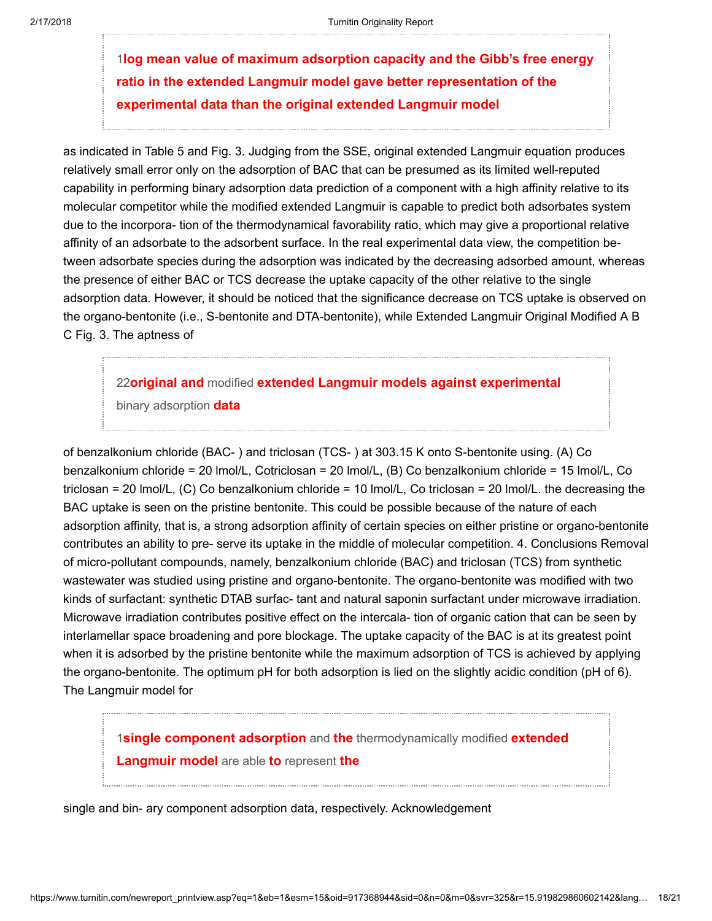1**log mean value of maximum adsorption capacity and the Gibb's free energy ratio in the extended Langmuir model gave better representation of the experimental data than the original extended Langmuir model**

as indicated in Table 5 and Fig. 3. Judging from the SSE, original extended Langmuir equation produces relatively small error only on the adsorption of BAC that can be presumed as its limited well-reputed capability in performing binary adsorption data prediction of a component with a high affinity relative to its molecular competitor while the modified extended Langmuir is capable to predict both adsorbates system due to the incorpora- tion of the thermodynamical favorability ratio, which may give a proportional relative affinity of an adsorbate to the adsorbent surface. In the real experimental data view, the competition be- tween adsorbate species during the adsorption was indicated by the decreasing adsorbed amount, whereas the presence of either BAC or TCS decrease the uptake capacity of the other relative to the single adsorption data. However, it should be noticed that the significance decrease on TCS uptake is observed on the organo-bentonite (i.e., S-bentonite and DTA-bentonite), while Extended Langmuir Original Modified A B C Fig. 3. The aptness of

22**original and** modified **extended Langmuir models against experimental** binary adsorption **data**

of benzalkonium chloride (BAC- ) and triclosan (TCS- ) at 303.15 K onto S-bentonite using. (A) Co benzalkonium chloride = 20 lmol/L, Cotriclosan = 20 lmol/L, (B) Co benzalkonium chloride = 15 lmol/L, Co triclosan = 20 lmol/L, (C) Co benzalkonium chloride = 10 lmol/L, Co triclosan = 20 lmol/L. the decreasing the BAC uptake is seen on the pristine bentonite. This could be possible because of the nature of each adsorption affinity, that is, a strong adsorption affinity of certain species on either pristine or organo-bentonite contributes an ability to pre- serve its uptake in the middle of molecular competition. 4. Conclusions Removal of micro-pollutant compounds, namely, benzalkonium chloride (BAC) and triclosan (TCS) from synthetic wastewater was studied using pristine and organo-bentonite. The organo-bentonite was modified with two kinds of surfactant: synthetic DTAB surfac- tant and natural saponin surfactant under microwave irradiation. Microwave irradiation contributes positive effect on the intercala- tion of organic cation that can be seen by interlamellar space broadening and pore blockage. The uptake capacity of the BAC is at its greatest point when it is adsorbed by the pristine bentonite while the maximum adsorption of TCS is achieved by applying the organo-bentonite. The optimum pH for both adsorption is lied on the slightly acidic condition (pH of 6). The Langmuir model for

1**single component adsorption** and **the** thermodynamically modified **extended Langmuir model** are able **to** represent **the**

single and bin- ary component adsorption data, respectively. Acknowledgement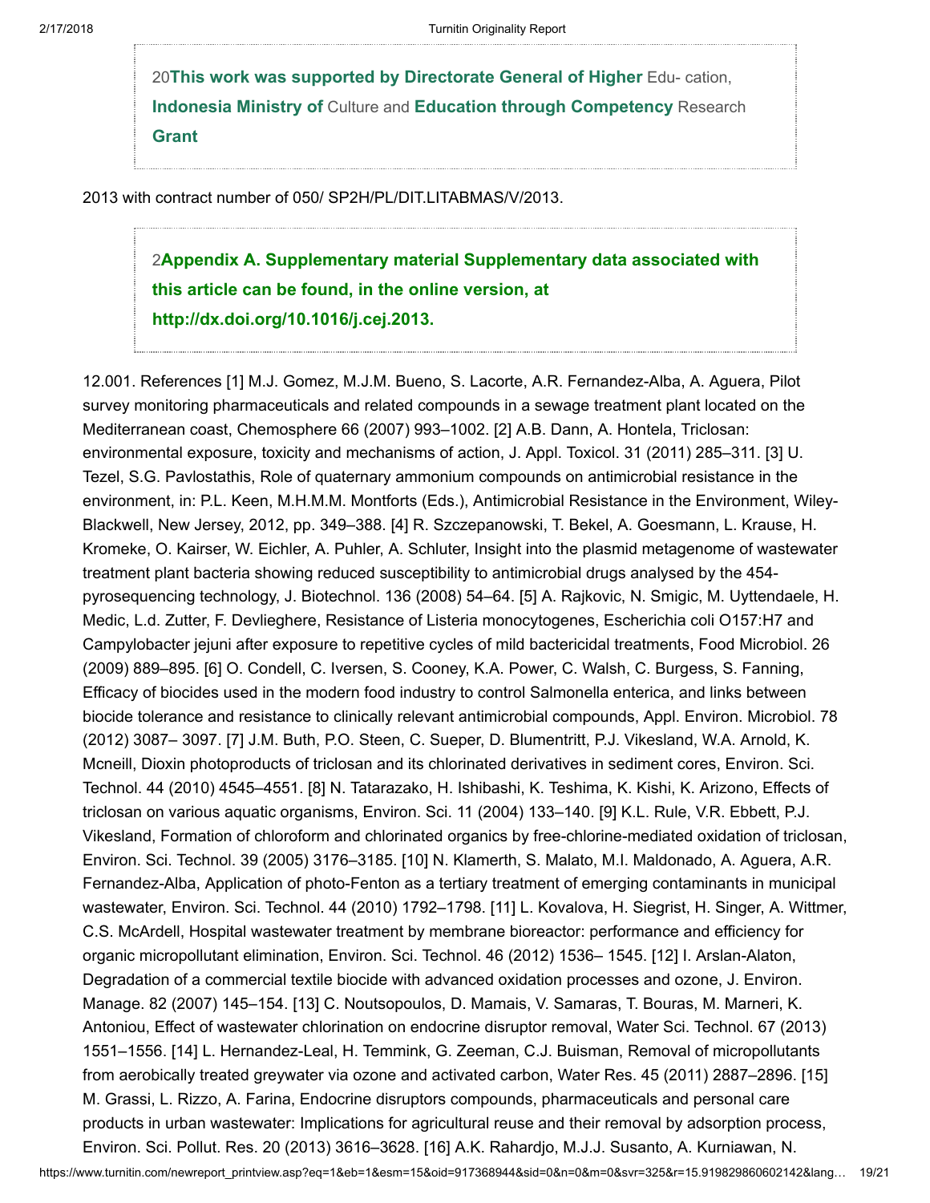20**This work was supported by Directorate General of Higher** Edu- cation, **Indonesia Ministry of** Culture and **Education through Competency** Research **Grant**

2013 with contract number of 050/ SP2H/PL/DIT.LITABMAS/V/2013.

2**Appendix A. Supplementary material Supplementary data associated with this article can be found, in the online version, at http://dx.doi.org/10.1016/j.cej.2013.**

12.001. References [1] M.J. Gomez, M.J.M. Bueno, S. Lacorte, A.R. Fernandez-Alba, A. Aguera, Pilot survey monitoring pharmaceuticals and related compounds in a sewage treatment plant located on the Mediterranean coast, Chemosphere 66 (2007) 993–1002. [2] A.B. Dann, A. Hontela, Triclosan: environmental exposure, toxicity and mechanisms of action, J. Appl. Toxicol. 31 (2011) 285–311. [3] U. Tezel, S.G. Pavlostathis, Role of quaternary ammonium compounds on antimicrobial resistance in the environment, in: P.L. Keen, M.H.M.M. Montforts (Eds.), Antimicrobial Resistance in the Environment, Wiley-Blackwell, New Jersey, 2012, pp. 349–388. [4] R. Szczepanowski, T. Bekel, A. Goesmann, L. Krause, H. Kromeke, O. Kairser, W. Eichler, A. Puhler, A. Schluter, Insight into the plasmid metagenome of wastewater treatment plant bacteria showing reduced susceptibility to antimicrobial drugs analysed by the 454-pyrosequencing technology, J. Biotechnol. 136 (2008) 54–64. [5] A. Rajkovic, N. Smigic, M. Uyttendaele, H. Medic, L.d. Zutter, F. Devlieghere, Resistance of Listeria monocytogenes, Escherichia coli O157:H7 and Campylobacter jejuni after exposure to repetitive cycles of mild bactericidal treatments, Food Microbiol. 26 (2009) 889–895. [6] O. Condell, C. Iversen, S. Cooney, K.A. Power, C. Walsh, C. Burgess, S. Fanning, Efficacy of biocides used in the modern food industry to control Salmonella enterica, and links between biocide tolerance and resistance to clinically relevant antimicrobial compounds, Appl. Environ. Microbiol. 78 (2012) 3087– 3097. [7] J.M. Buth, P.O. Steen, C. Sueper, D. Blumentritt, P.J. Vikesland, W.A. Arnold, K. Mcneill, Dioxin photoproducts of triclosan and its chlorinated derivatives in sediment cores, Environ. Sci. Technol. 44 (2010) 4545–4551. [8] N. Tatarazako, H. Ishibashi, K. Teshima, K. Kishi, K. Arizono, Effects of triclosan on various aquatic organisms, Environ. Sci. 11 (2004) 133–140. [9] K.L. Rule, V.R. Ebbett, P.J. Vikesland, Formation of chloroform and chlorinated organics by free-chlorine-mediated oxidation of triclosan, Environ. Sci. Technol. 39 (2005) 3176–3185. [10] N. Klamerth, S. Malato, M.I. Maldonado, A. Aguera, A.R. Fernandez-Alba, Application of photo-Fenton as a tertiary treatment of emerging contaminants in municipal wastewater, Environ. Sci. Technol. 44 (2010) 1792–1798. [11] L. Kovalova, H. Siegrist, H. Singer, A. Wittmer, C.S. McArdell, Hospital wastewater treatment by membrane bioreactor: performance and efficiency for organic micropollutant elimination, Environ. Sci. Technol. 46 (2012) 1536– 1545. [12] I. Arslan-Alaton, Degradation of a commercial textile biocide with advanced oxidation processes and ozone, J. Environ. Manage. 82 (2007) 145–154. [13] C. Noutsopoulos, D. Mamais, V. Samaras, T. Bouras, M. Marneri, K. Antoniou, Effect of wastewater chlorination on endocrine disruptor removal, Water Sci. Technol. 67 (2013) 1551–1556. [14] L. Hernandez-Leal, H. Temmink, G. Zeeman, C.J. Buisman, Removal of micropollutants from aerobically treated greywater via ozone and activated carbon, Water Res. 45 (2011) 2887–2896. [15] M. Grassi, L. Rizzo, A. Farina, Endocrine disruptors compounds, pharmaceuticals and personal care products in urban wastewater: Implications for agricultural reuse and their removal by adsorption process, Environ. Sci. Pollut. Res. 20 (2013) 3616–3628. [16] A.K. Rahardjo, M.J.J. Susanto, A. Kurniawan, N.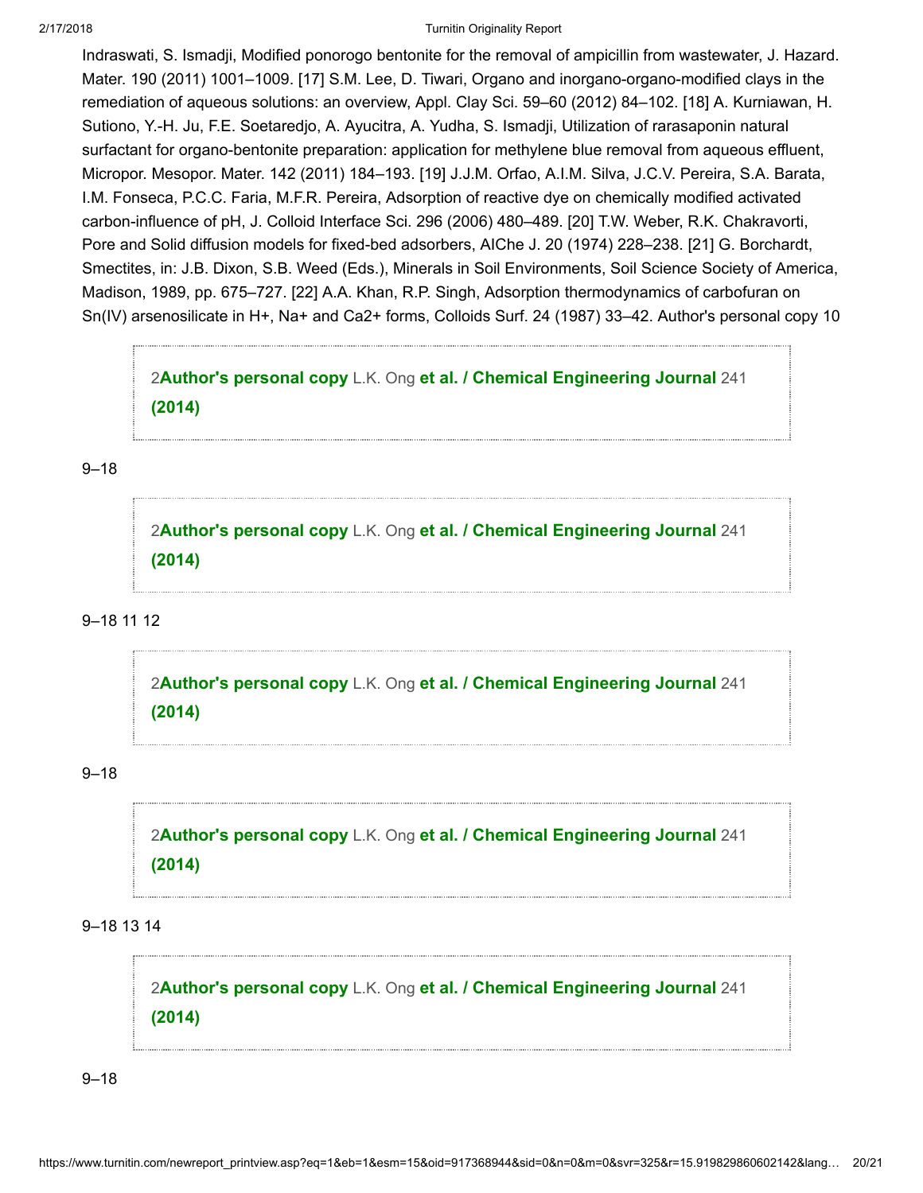Indraswati, S. Ismadji, Modified ponorogo bentonite for the removal of ampicillin from wastewater, J. Hazard. Mater. 190 (2011) 1001–1009. [17] S.M. Lee, D. Tiwari, Organo and inorgano-organo-modified clays in the remediation of aqueous solutions: an overview, Appl. Clay Sci. 59–60 (2012) 84–102. [18] A. Kurniawan, H. Sutiono, Y.-H. Ju, F.E. Soetaredjo, A. Ayucitra, A. Yudha, S. Ismadji, Utilization of rarasaponin natural surfactant for organo-bentonite preparation: application for methylene blue removal from aqueous effluent, Micropor. Mesopor. Mater. 142 (2011) 184–193. [19] J.J.M. Orfao, A.I.M. Silva, J.C.V. Pereira, S.A. Barata, I.M. Fonseca, P.C.C. Faria, M.F.R. Pereira, Adsorption of reactive dye on chemically modified activated carbon-influence of pH, J. Colloid Interface Sci. 296 (2006) 480–489. [20] T.W. Weber, R.K. Chakravorti, Pore and Solid diffusion models for fixed-bed adsorbers, AIChe J. 20 (1974) 228–238. [21] G. Borchardt, Smectites, in: J.B. Dixon, S.B. Weed (Eds.), Minerals in Soil Environments, Soil Science Society of America, Madison, 1989, pp. 675–727. [22] A.A. Khan, R.P. Singh, Adsorption thermodynamics of carbofuran on Sn(IV) arsenosilicate in H+, Na+ and Ca2+ forms, Colloids Surf. 24 (1987) 33–42. Author's personal copy 10

> 2**Author's personal copy** L.K. Ong **et al. / Chemical Engineering Journal** 241 **(2014)**

9–18

> 2**Author's personal copy** L.K. Ong **et al. / Chemical Engineering Journal** 241 **(2014)**

9–18 11 12

> 2**Author's personal copy** L.K. Ong **et al. / Chemical Engineering Journal** 241 **(2014)**

9–18

> 2**Author's personal copy** L.K. Ong **et al. / Chemical Engineering Journal** 241 **(2014)**

9–18 13 14

> 2**Author's personal copy** L.K. Ong **et al. / Chemical Engineering Journal** 241 **(2014)**

9–18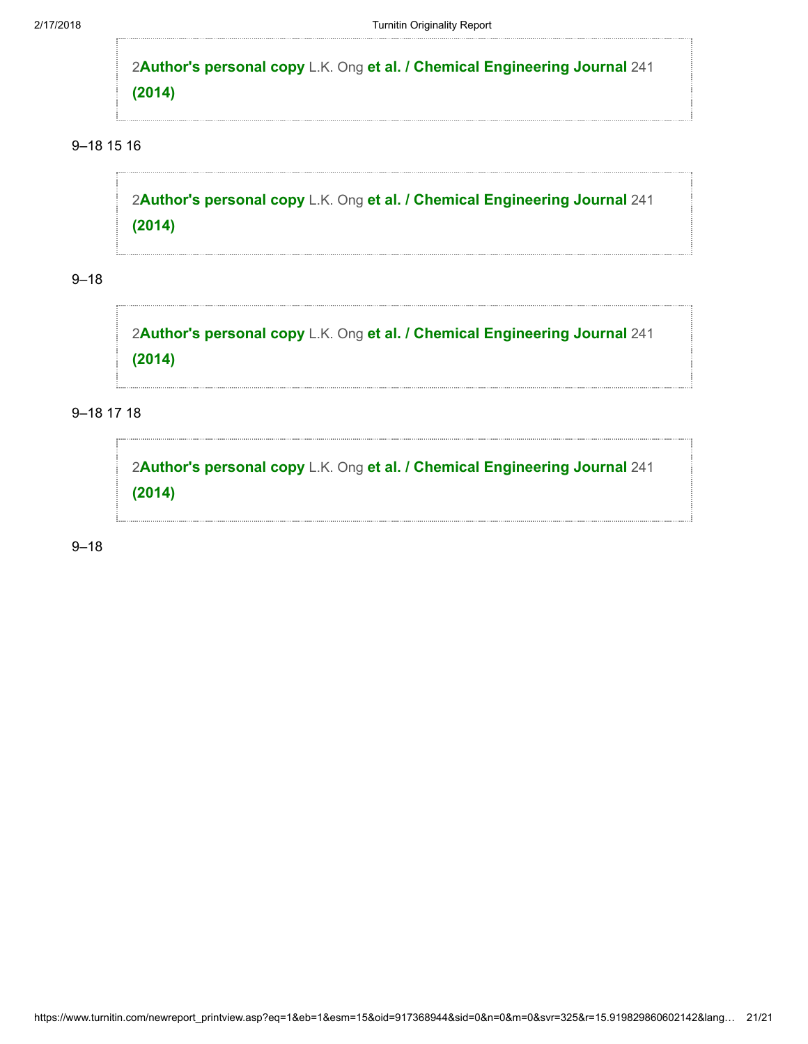2**Author's personal copy** L.K. Ong **et al. / Chemical Engineering Journal** 241 **(2014)**

9–18 15 16

2**Author's personal copy** L.K. Ong **et al. / Chemical Engineering Journal** 241 **(2014)**

9–18

2**Author's personal copy** L.K. Ong **et al. / Chemical Engineering Journal** 241 **(2014)**

9–18 17 18

2**Author's personal copy** L.K. Ong **et al. / Chemical Engineering Journal** 241 **(2014)**

9–18